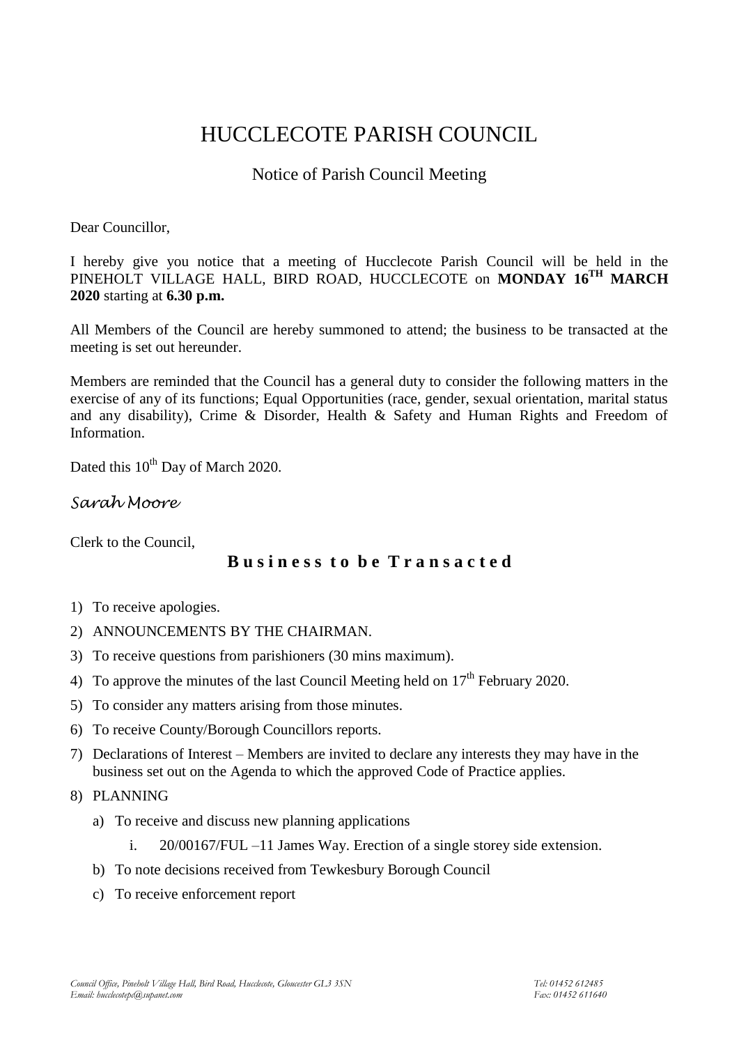# HUCCLECOTE PARISH COUNCIL

## Notice of Parish Council Meeting

Dear Councillor,

I hereby give you notice that a meeting of Hucclecote Parish Council will be held in the PINEHOLT VILLAGE HALL, BIRD ROAD, HUCCLECOTE on **MONDAY 16TH MARCH 2020** starting at **6.30 p.m.**

All Members of the Council are hereby summoned to attend; the business to be transacted at the meeting is set out hereunder.

Members are reminded that the Council has a general duty to consider the following matters in the exercise of any of its functions; Equal Opportunities (race, gender, sexual orientation, marital status and any disability), Crime & Disorder, Health & Safety and Human Rights and Freedom of Information.

Dated this 10th Day of March 2020.

*Sarah Moore*

Clerk to the Council,

## Business to be Transacted

1) To receive apologies.
2) ANNOUNCEMENTS BY THE CHAIRMAN.
3) To receive questions from parishioners (30 mins maximum).
4) To approve the minutes of the last Council Meeting held on 17th February 2020.
5) To consider any matters arising from those minutes.
6) To receive County/Borough Councillors reports.
7) Declarations of Interest – Members are invited to declare any interests they may have in the business set out on the Agenda to which the approved Code of Practice applies.
8) PLANNING
   a) To receive and discuss new planning applications
      i. 20/00167/FUL –11 James Way. Erection of a single storey side extension.
   b) To note decisions received from Tewkesbury Borough Council
   c) To receive enforcement report

*Council Office, Pineholt Village Hall, Bird Road, Hucclecote, Gloucester GL3 3SN*
*Email: hucclecotepc@supanet.com*

*Tel: 01452 612485*
*Fax: 01452 611640*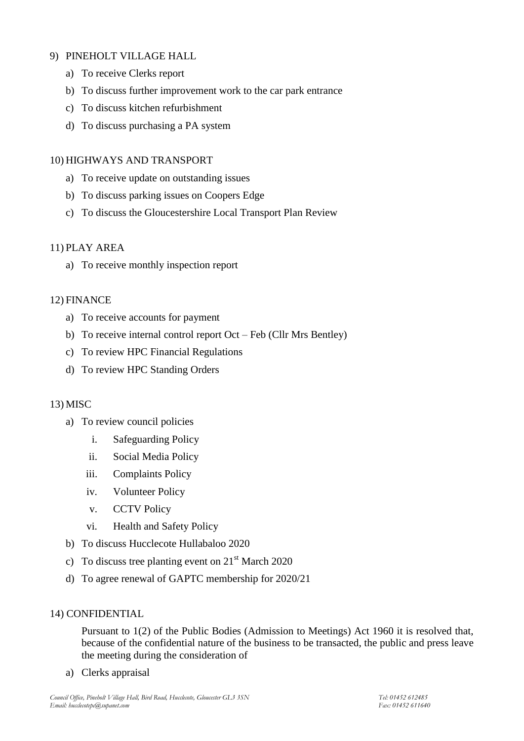9) PINEHOLT VILLAGE HALL

   a) To receive Clerks report
   b) To discuss further improvement work to the car park entrance
   c) To discuss kitchen refurbishment
   d) To discuss purchasing a PA system

10) HIGHWAYS AND TRANSPORT

   a) To receive update on outstanding issues
   b) To discuss parking issues on Coopers Edge
   c) To discuss the Gloucestershire Local Transport Plan Review

11) PLAY AREA

   a) To receive monthly inspection report

12) FINANCE

   a) To receive accounts for payment
   b) To receive internal control report Oct – Feb (Cllr Mrs Bentley)
   c) To review HPC Financial Regulations
   d) To review HPC Standing Orders

13) MISC

   a) To review council policies
      i. Safeguarding Policy
      ii. Social Media Policy
      iii. Complaints Policy
      iv. Volunteer Policy
      v. CCTV Policy
      vi. Health and Safety Policy
   b) To discuss Hucclecote Hullabaloo 2020
   c) To discuss tree planting event on 21st March 2020
   d) To agree renewal of GAPTC membership for 2020/21

14) CONFIDENTIAL

Pursuant to 1(2) of the Public Bodies (Admission to Meetings) Act 1960 it is resolved that, because of the confidential nature of the business to be transacted, the public and press leave the meeting during the consideration of

   a) Clerks appraisal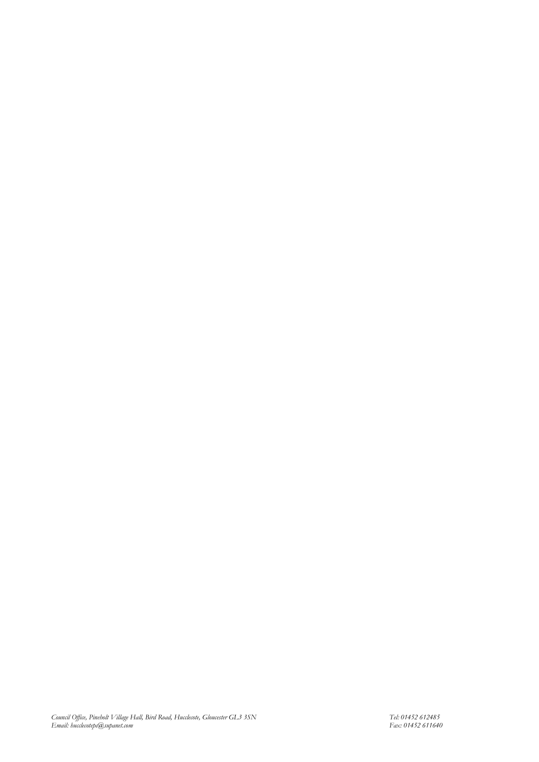*Council Office, Pineholt Village Hall, Bird Road, Hucclecote, Gloucester GL3 3SN*
*Email: hucclecotepc@supanet.com*

*Tel: 01452 612485*
*Fax: 01452 611640*